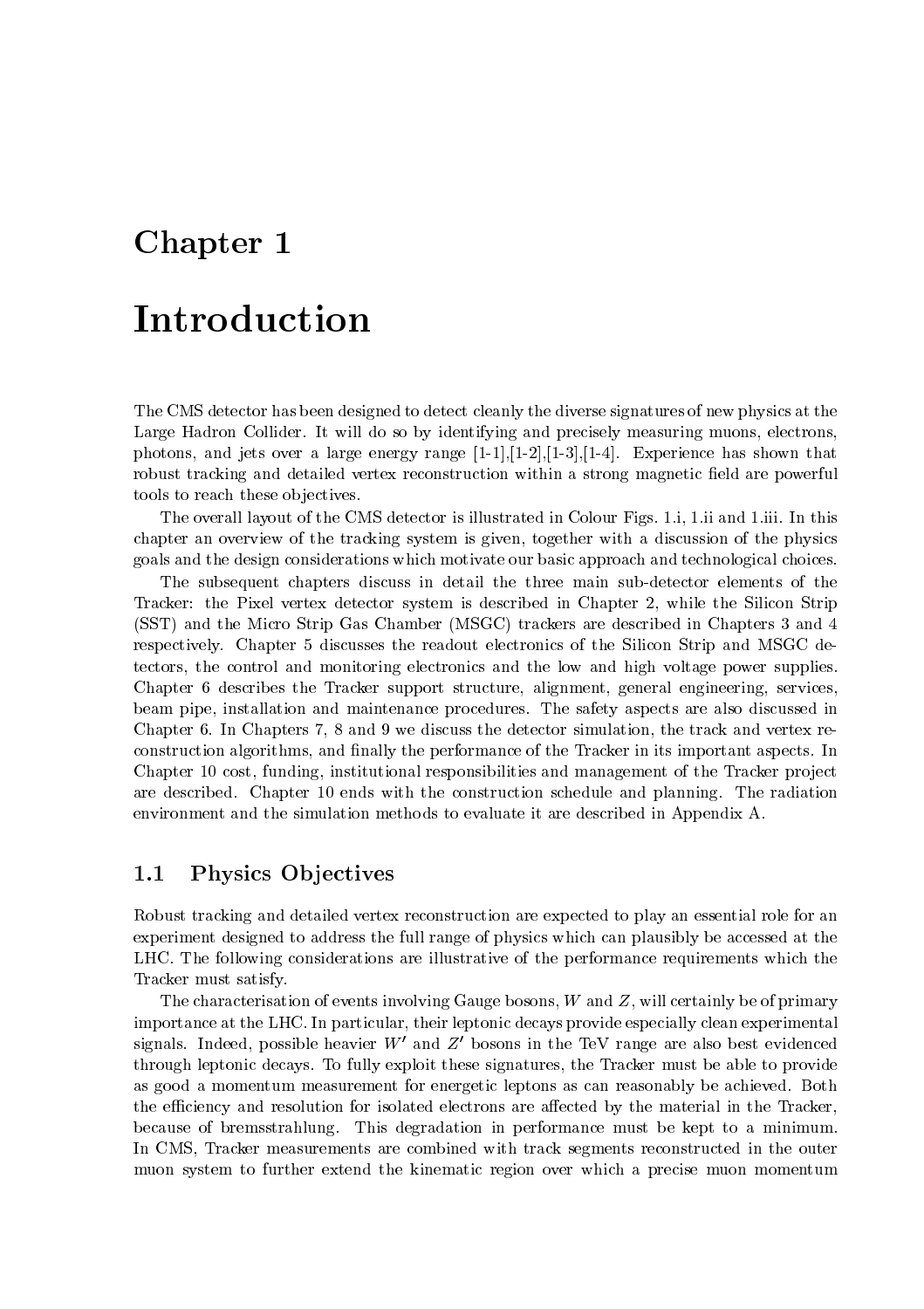# Chapter 1

# Introduction

The CMS detector has been designed to detect cleanly the diverse signatures of new physics at the Large Hadron Collider. It will do so by identifying and precisely measuring muons, electrons, photons, and jets over a large energy range [1-1],[1-2],[1-3],[1-4]. Experience has shown that robust tracking and detailed vertex reconstruction within a strong magnetic field are powerful tools to reach these objectives.

The overall layout of the CMS detector is illustrated in Colour Figs. 1.i, 1.ii and 1.iii. In this chapter an overview of the tracking system is given, together with a discussion of the physics goals and the design considerations which motivate our basic approach and technological choices.

The subsequent chapters discuss in detail the three main sub-detector elements of the Tracker: the Pixel vertex detector system is described in Chapter 2, while the Silicon Strip (SST) and the Micro Strip Gas Chamber (MSGC) trackers are described in Chapters 3 and 4 respectively. Chapter 5 discusses the readout electronics of the Silicon Strip and MSGC detectors, the control and monitoring electronics and the low and high voltage power supplies. Chapter 6 describes the Tracker support structure, alignment, general engineering, services, beam pipe, installation and maintenance procedures. The safety aspects are also discussed in Chapter 6. In Chapters 7, 8 and 9 we discuss the detector simulation, the track and vertex reconstruction algorithms, and finally the performance of the Tracker in its important aspects. In Chapter 10 cost, funding, institutional responsibilities and management of the Tracker project are described. Chapter 10 ends with the construction schedule and planning. The radiation environment and the simulation methods to evaluate it are described in Appendix A.

## 1.1 Physics Objectives

Robust tracking and detailed vertex reconstruction are expected to play an essential role for an experiment designed to address the full range of physics which can plausibly be accessed at the LHC. The following considerations are illustrative of the performance requirements which the Tracker must satisfy.

The characterisation of events involving Gauge bosons, $W$ and $Z$, will certainly be of primary importance at the LHC. In particular, their leptonic decays provide especially clean experimental signals. Indeed, possible heavier $W'$ and $Z'$ bosons in the TeV range are also best evidenced through leptonic decays. To fully exploit these signatures, the Tracker must be able to provide as good a momentum measurement for energetic leptons as can reasonably be achieved. Both the efficiency and resolution for isolated electrons are affected by the material in the Tracker, because of bremsstrahlung. This degradation in performance must be kept to a minimum. In CMS, Tracker measurements are combined with track segments reconstructed in the outer muon system to further extend the kinematic region over which a precise muon momentum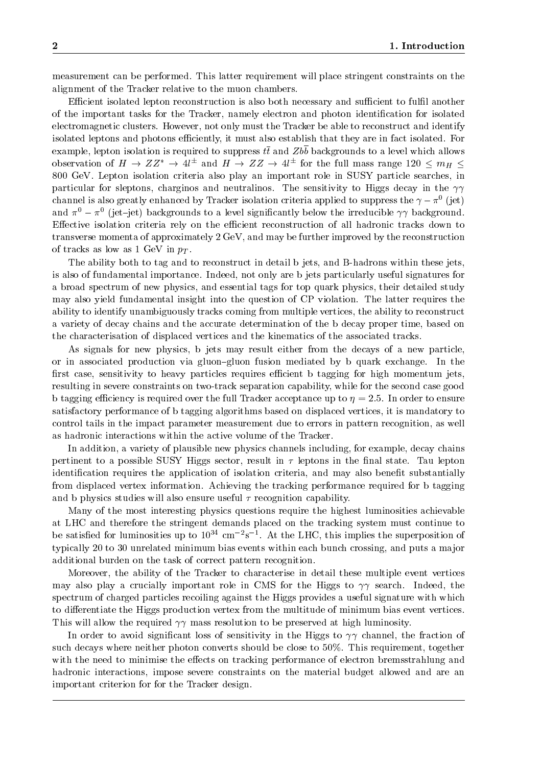measurement can be performed. This latter requirement will place stringent constraints on the alignment of the Tracker relative to the muon chambers.

Efficient isolated lepton reconstruction is also both necessary and sufficient to fulfil another of the important tasks for the Tracker, namely electron and photon identification for isolated electromagnetic clusters. However, not only must the Tracker be able to reconstruct and identify isolated leptons and photons efficiently, it must also establish that they are in fact isolated. For example, lepton isolation is required to suppress $t\bar{t}$ and $Zb\bar{b}$ backgrounds to a level which allows observation of $H \rightarrow ZZ^* \rightarrow 4l^{\pm}$ and $H \rightarrow ZZ \rightarrow 4l^{\pm}$ for the full mass range $120 \leq m_H \leq 800$ GeV. Lepton isolation criteria also play an important role in SUSY particle searches, in particular for sleptons, charginos and neutralinos. The sensitivity to Higgs decay in the $\gamma\gamma$ channel is also greatly enhanced by Tracker isolation criteria applied to suppress the $\gamma - \pi^0$ (jet) and $\pi^0 - \pi^0$ (jet–jet) backgrounds to a level significantly below the irreducible $\gamma\gamma$ background. Effective isolation criteria rely on the efficient reconstruction of all hadronic tracks down to transverse momenta of approximately 2 GeV, and may be further improved by the reconstruction of tracks as low as 1 GeV in $p_T$.

The ability both to tag and to reconstruct in detail b jets, and B-hadrons within these jets, is also of fundamental importance. Indeed, not only are b jets particularly useful signatures for a broad spectrum of new physics, and essential tags for top quark physics, their detailed study may also yield fundamental insight into the question of CP violation. The latter requires the ability to identify unambiguously tracks coming from multiple vertices, the ability to reconstruct a variety of decay chains and the accurate determination of the b decay proper time, based on the characterisation of displaced vertices and the kinematics of the associated tracks.

As signals for new physics, b jets may result either from the decays of a new particle, or in associated production via gluon–gluon fusion mediated by b quark exchange. In the first case, sensitivity to heavy particles requires efficient b tagging for high momentum jets, resulting in severe constraints on two-track separation capability, while for the second case good b tagging efficiency is required over the full Tracker acceptance up to $\eta = 2.5$. In order to ensure satisfactory performance of b tagging algorithms based on displaced vertices, it is mandatory to control tails in the impact parameter measurement due to errors in pattern recognition, as well as hadronic interactions within the active volume of the Tracker.

In addition, a variety of plausible new physics channels including, for example, decay chains pertinent to a possible SUSY Higgs sector, result in $\tau$ leptons in the final state. Tau lepton identification requires the application of isolation criteria, and may also benefit substantially from displaced vertex information. Achieving the tracking performance required for b tagging and b physics studies will also ensure useful $\tau$ recognition capability.

Many of the most interesting physics questions require the highest luminosities achievable at LHC and therefore the stringent demands placed on the tracking system must continue to be satisfied for luminosities up to $10^{34}$ cm$^{-2}$s$^{-1}$. At the LHC, this implies the superposition of typically 20 to 30 unrelated minimum bias events within each bunch crossing, and puts a major additional burden on the task of correct pattern recognition.

Moreover, the ability of the Tracker to characterise in detail these multiple event vertices may also play a crucially important role in CMS for the Higgs to $\gamma\gamma$ search. Indeed, the spectrum of charged particles recoiling against the Higgs provides a useful signature with which to differentiate the Higgs production vertex from the multitude of minimum bias event vertices. This will allow the required $\gamma\gamma$ mass resolution to be preserved at high luminosity.

In order to avoid significant loss of sensitivity in the Higgs to $\gamma\gamma$ channel, the fraction of such decays where neither photon converts should be close to 50%. This requirement, together with the need to minimise the effects on tracking performance of electron bremsstrahlung and hadronic interactions, impose severe constraints on the material budget allowed and are an important criterion for for the Tracker design.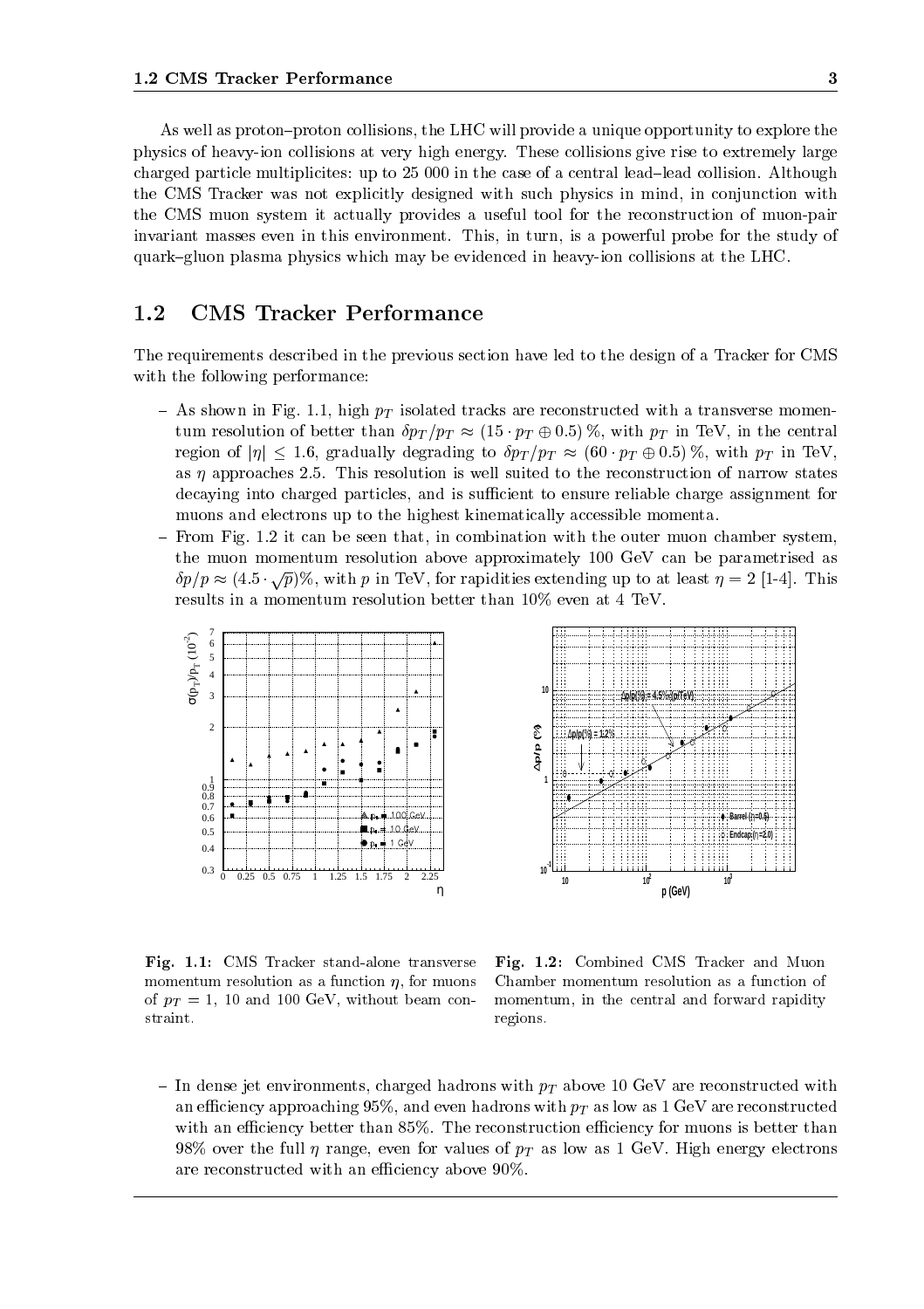As well as proton–proton collisions, the LHC will provide a unique opportunity to explore the physics of heavy-ion collisions at very high energy. These collisions give rise to extremely large charged particle multiplicites: up to 25 000 in the case of a central lead–lead collision. Although the CMS Tracker was not explicitly designed with such physics in mind, in conjunction with the CMS muon system it actually provides a useful tool for the reconstruction of muon-pair invariant masses even in this environment. This, in turn, is a powerful probe for the study of quark–gluon plasma physics which may be evidenced in heavy-ion collisions at the LHC.

## 1.2 CMS Tracker Performance

The requirements described in the previous section have led to the design of a Tracker for CMS with the following performance:

- As shown in Fig. 1.1, high $p_T$ isolated tracks are reconstructed with a transverse momentum resolution of better than $\delta p_T/p_T \approx (15 \cdot p_T \oplus 0.5)\,\%$, with $p_T$ in TeV, in the central region of $|\eta| \leq 1.6$, gradually degrading to $\delta p_T/p_T \approx (60 \cdot p_T \oplus 0.5)\,\%$, with $p_T$ in TeV, as $\eta$ approaches 2.5. This resolution is well suited to the reconstruction of narrow states decaying into charged particles, and is sufficient to ensure reliable charge assignment for muons and electrons up to the highest kinematically accessible momenta.
- From Fig. 1.2 it can be seen that, in combination with the outer muon chamber system, the muon momentum resolution above approximately 100 GeV can be parametrised as $\delta p/p \approx (4.5 \cdot \sqrt{p})\%$, with $p$ in TeV, for rapidities extending up to at least $\eta = 2$ [1-4]. This results in a momentum resolution better than 10% even at 4 TeV.

**Fig. 1.1:** CMS Tracker stand-alone transverse momentum resolution as a function $\eta$, for muons of $p_T = 1$, 10 and 100 GeV, without beam constraint.

**Fig. 1.2:** Combined CMS Tracker and Muon Chamber momentum resolution as a function of momentum, in the central and forward rapidity regions.

- In dense jet environments, charged hadrons with $p_T$ above 10 GeV are reconstructed with an efficiency approaching 95%, and even hadrons with $p_T$ as low as 1 GeV are reconstructed with an efficiency better than 85%. The reconstruction efficiency for muons is better than 98% over the full $\eta$ range, even for values of $p_T$ as low as 1 GeV. High energy electrons are reconstructed with an efficiency above 90%.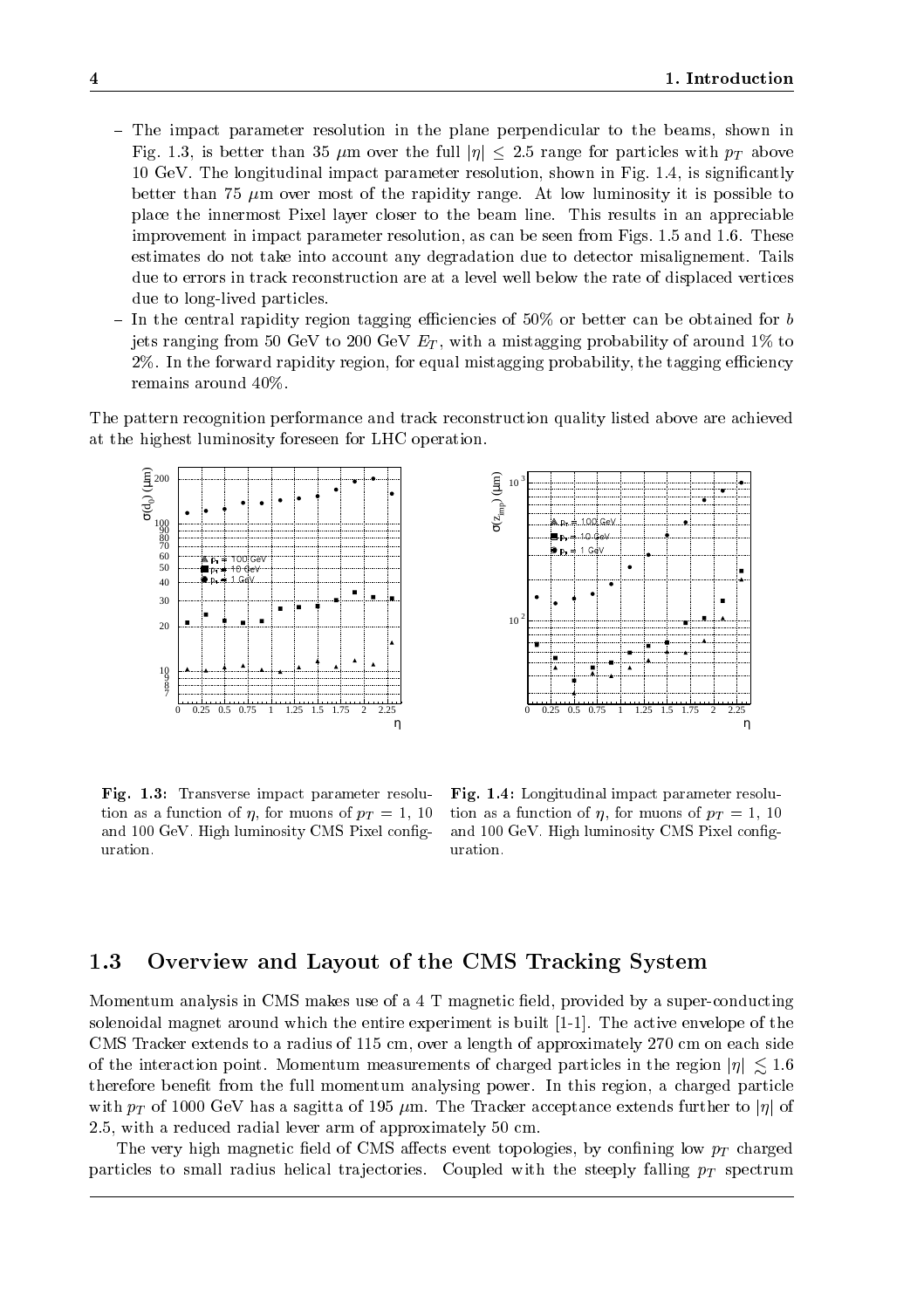- The impact parameter resolution in the plane perpendicular to the beams, shown in Fig. 1.3, is better than 35 $\mu$m over the full $|\eta| \leq 2.5$ range for particles with $p_T$ above 10 GeV. The longitudinal impact parameter resolution, shown in Fig. 1.4, is significantly better than 75 $\mu$m over most of the rapidity range. At low luminosity it is possible to place the innermost Pixel layer closer to the beam line. This results in an appreciable improvement in impact parameter resolution, as can be seen from Figs. 1.5 and 1.6. These estimates do not take into account any degradation due to detector misalignement. Tails due to errors in track reconstruction are at a level well below the rate of displaced vertices due to long-lived particles.
- In the central rapidity region tagging efficiencies of 50% or better can be obtained for $b$ jets ranging from 50 GeV to 200 GeV $E_T$, with a mistagging probability of around 1% to 2%. In the forward rapidity region, for equal mistagging probability, the tagging efficiency remains around 40%.

The pattern recognition performance and track reconstruction quality listed above are achieved at the highest luminosity foreseen for LHC operation.

**Fig. 1.3:** Transverse impact parameter resolution as a function of $\eta$, for muons of $p_T = 1$, 10 and 100 GeV. High luminosity CMS Pixel configuration.

**Fig. 1.4:** Longitudinal impact parameter resolution as a function of $\eta$, for muons of $p_T = 1$, 10 and 100 GeV. High luminosity CMS Pixel configuration.

## 1.3 Overview and Layout of the CMS Tracking System

Momentum analysis in CMS makes use of a 4 T magnetic field, provided by a super-conducting solenoidal magnet around which the entire experiment is built [1-1]. The active envelope of the CMS Tracker extends to a radius of 115 cm, over a length of approximately 270 cm on each side of the interaction point. Momentum measurements of charged particles in the region $|\eta| \lesssim 1.6$ therefore benefit from the full momentum analysing power. In this region, a charged particle with $p_T$ of 1000 GeV has a sagitta of 195 $\mu$m. The Tracker acceptance extends further to $|\eta|$ of 2.5, with a reduced radial lever arm of approximately 50 cm.

The very high magnetic field of CMS affects event topologies, by confining low $p_T$ charged particles to small radius helical trajectories. Coupled with the steeply falling $p_T$ spectrum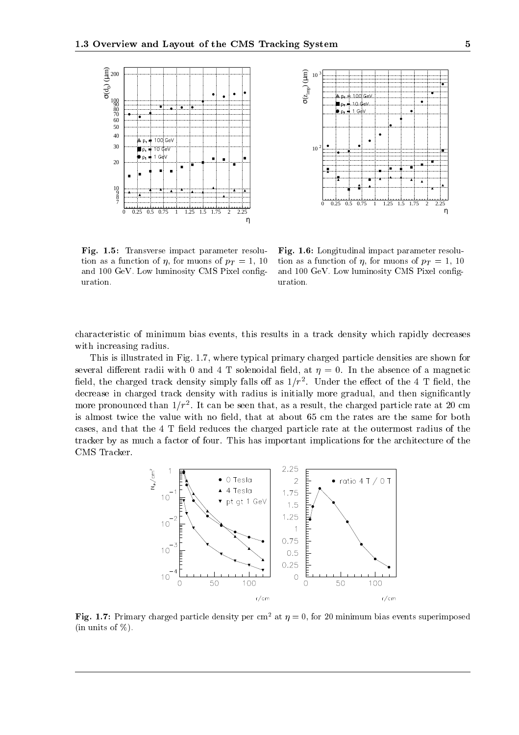**Fig. 1.5:** Transverse impact parameter resolution as a function of $\eta$, for muons of $p_T = 1$, 10 and 100 GeV. Low luminosity CMS Pixel configuration.

**Fig. 1.6:** Longitudinal impact parameter resolution as a function of $\eta$, for muons of $p_T = 1$, 10 and 100 GeV. Low luminosity CMS Pixel configuration.

characteristic of minimum bias events, this results in a track density which rapidly decreases with increasing radius.

This is illustrated in Fig. 1.7, where typical primary charged particle densities are shown for several different radii with 0 and 4 T solenoidal field, at $\eta = 0$. In the absence of a magnetic field, the charged track density simply falls off as $1/r^2$. Under the effect of the 4 T field, the decrease in charged track density with radius is initially more gradual, and then significantly more pronounced than $1/r^2$. It can be seen that, as a result, the charged particle rate at 20 cm is almost twice the value with no field, that at about 65 cm the rates are the same for both cases, and that the 4 T field reduces the charged particle rate at the outermost radius of the tracker by as much a factor of four. This has important implications for the architecture of the CMS Tracker.

**Fig. 1.7:** Primary charged particle density per $cm^2$ at $\eta = 0$, for 20 minimum bias events superimposed (in units of %).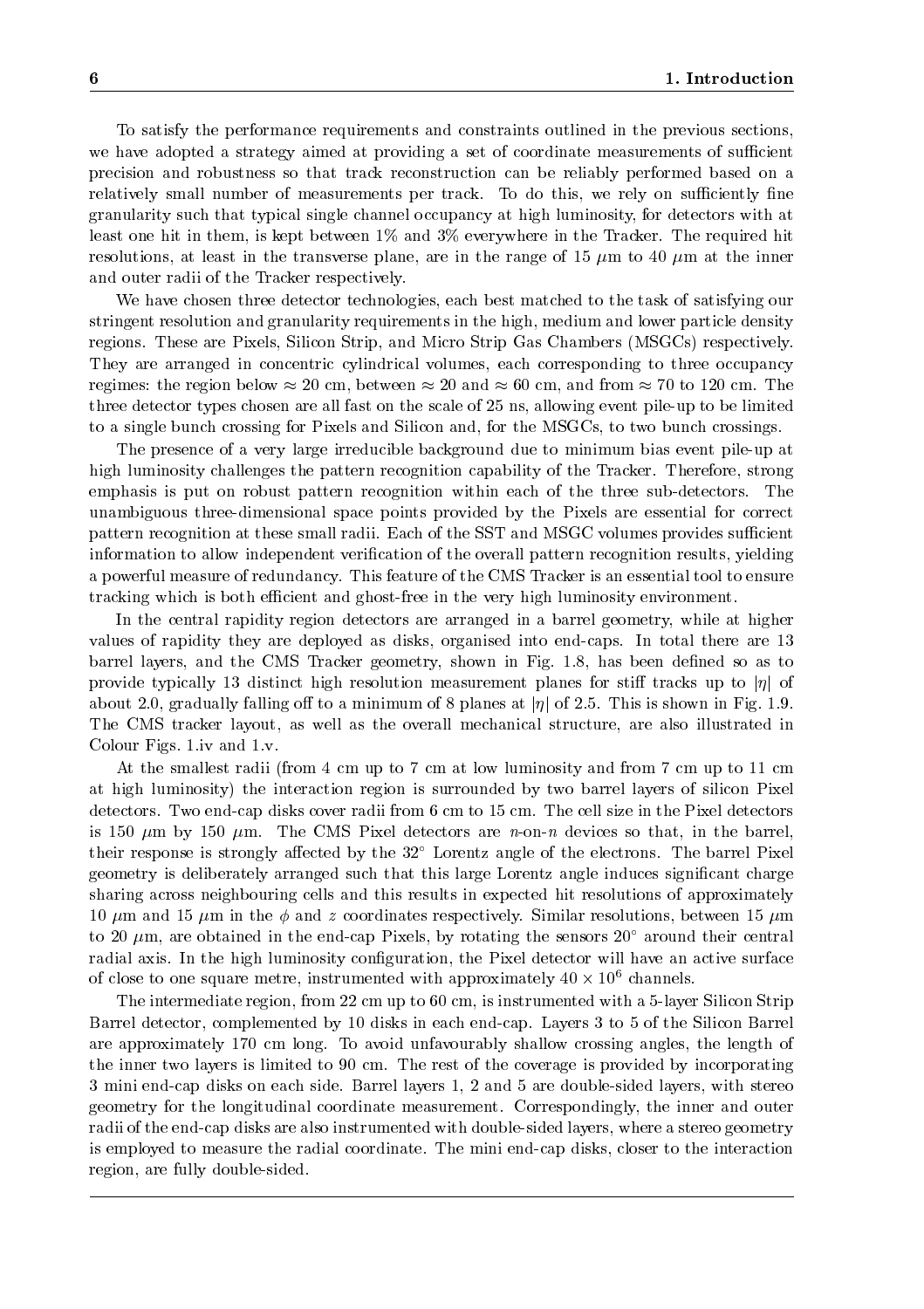To satisfy the performance requirements and constraints outlined in the previous sections, we have adopted a strategy aimed at providing a set of coordinate measurements of sufficient precision and robustness so that track reconstruction can be reliably performed based on a relatively small number of measurements per track. To do this, we rely on sufficiently fine granularity such that typical single channel occupancy at high luminosity, for detectors with at least one hit in them, is kept between 1% and 3% everywhere in the Tracker. The required hit resolutions, at least in the transverse plane, are in the range of 15 $\mu$m to 40 $\mu$m at the inner and outer radii of the Tracker respectively.

We have chosen three detector technologies, each best matched to the task of satisfying our stringent resolution and granularity requirements in the high, medium and lower particle density regions. These are Pixels, Silicon Strip, and Micro Strip Gas Chambers (MSGCs) respectively. They are arranged in concentric cylindrical volumes, each corresponding to three occupancy regimes: the region below $\approx$ 20 cm, between $\approx$ 20 and $\approx$ 60 cm, and from $\approx$ 70 to 120 cm. The three detector types chosen are all fast on the scale of 25 ns, allowing event pile-up to be limited to a single bunch crossing for Pixels and Silicon and, for the MSGCs, to two bunch crossings.

The presence of a very large irreducible background due to minimum bias event pile-up at high luminosity challenges the pattern recognition capability of the Tracker. Therefore, strong emphasis is put on robust pattern recognition within each of the three sub-detectors. The unambiguous three-dimensional space points provided by the Pixels are essential for correct pattern recognition at these small radii. Each of the SST and MSGC volumes provides sufficient information to allow independent verification of the overall pattern recognition results, yielding a powerful measure of redundancy. This feature of the CMS Tracker is an essential tool to ensure tracking which is both efficient and ghost-free in the very high luminosity environment.

In the central rapidity region detectors are arranged in a barrel geometry, while at higher values of rapidity they are deployed as disks, organised into end-caps. In total there are 13 barrel layers, and the CMS Tracker geometry, shown in Fig. 1.8, has been defined so as to provide typically 13 distinct high resolution measurement planes for stiff tracks up to $|\eta|$ of about 2.0, gradually falling off to a minimum of 8 planes at $|\eta|$ of 2.5. This is shown in Fig. 1.9. The CMS tracker layout, as well as the overall mechanical structure, are also illustrated in Colour Figs. 1.iv and 1.v.

At the smallest radii (from 4 cm up to 7 cm at low luminosity and from 7 cm up to 11 cm at high luminosity) the interaction region is surrounded by two barrel layers of silicon Pixel detectors. Two end-cap disks cover radii from 6 cm to 15 cm. The cell size in the Pixel detectors is 150 $\mu$m by 150 $\mu$m. The CMS Pixel detectors are $n$-on-$n$ devices so that, in the barrel, their response is strongly affected by the 32° Lorentz angle of the electrons. The barrel Pixel geometry is deliberately arranged such that this large Lorentz angle induces significant charge sharing across neighbouring cells and this results in expected hit resolutions of approximately 10 $\mu$m and 15 $\mu$m in the $\phi$ and $z$ coordinates respectively. Similar resolutions, between 15 $\mu$m to 20 $\mu$m, are obtained in the end-cap Pixels, by rotating the sensors 20° around their central radial axis. In the high luminosity configuration, the Pixel detector will have an active surface of close to one square metre, instrumented with approximately $40 \times 10^6$ channels.

The intermediate region, from 22 cm up to 60 cm, is instrumented with a 5-layer Silicon Strip Barrel detector, complemented by 10 disks in each end-cap. Layers 3 to 5 of the Silicon Barrel are approximately 170 cm long. To avoid unfavourably shallow crossing angles, the length of the inner two layers is limited to 90 cm. The rest of the coverage is provided by incorporating 3 mini end-cap disks on each side. Barrel layers 1, 2 and 5 are double-sided layers, with stereo geometry for the longitudinal coordinate measurement. Correspondingly, the inner and outer radii of the end-cap disks are also instrumented with double-sided layers, where a stereo geometry is employed to measure the radial coordinate. The mini end-cap disks, closer to the interaction region, are fully double-sided.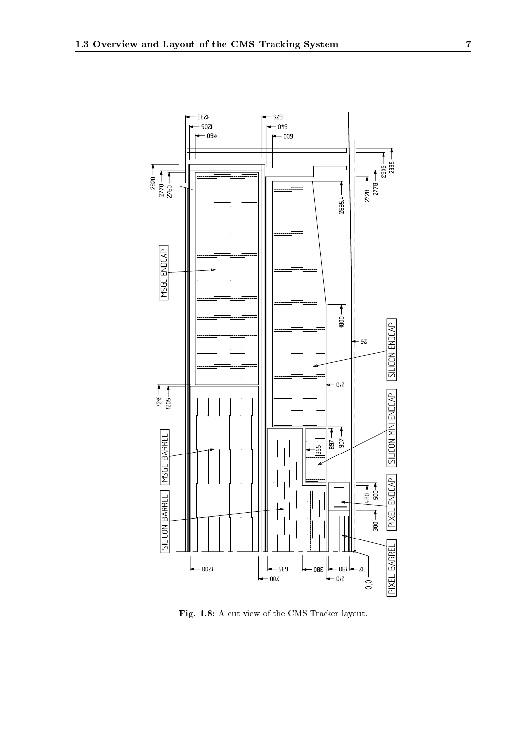Fig. 1.8: A cut view of the CMS Tracker layout.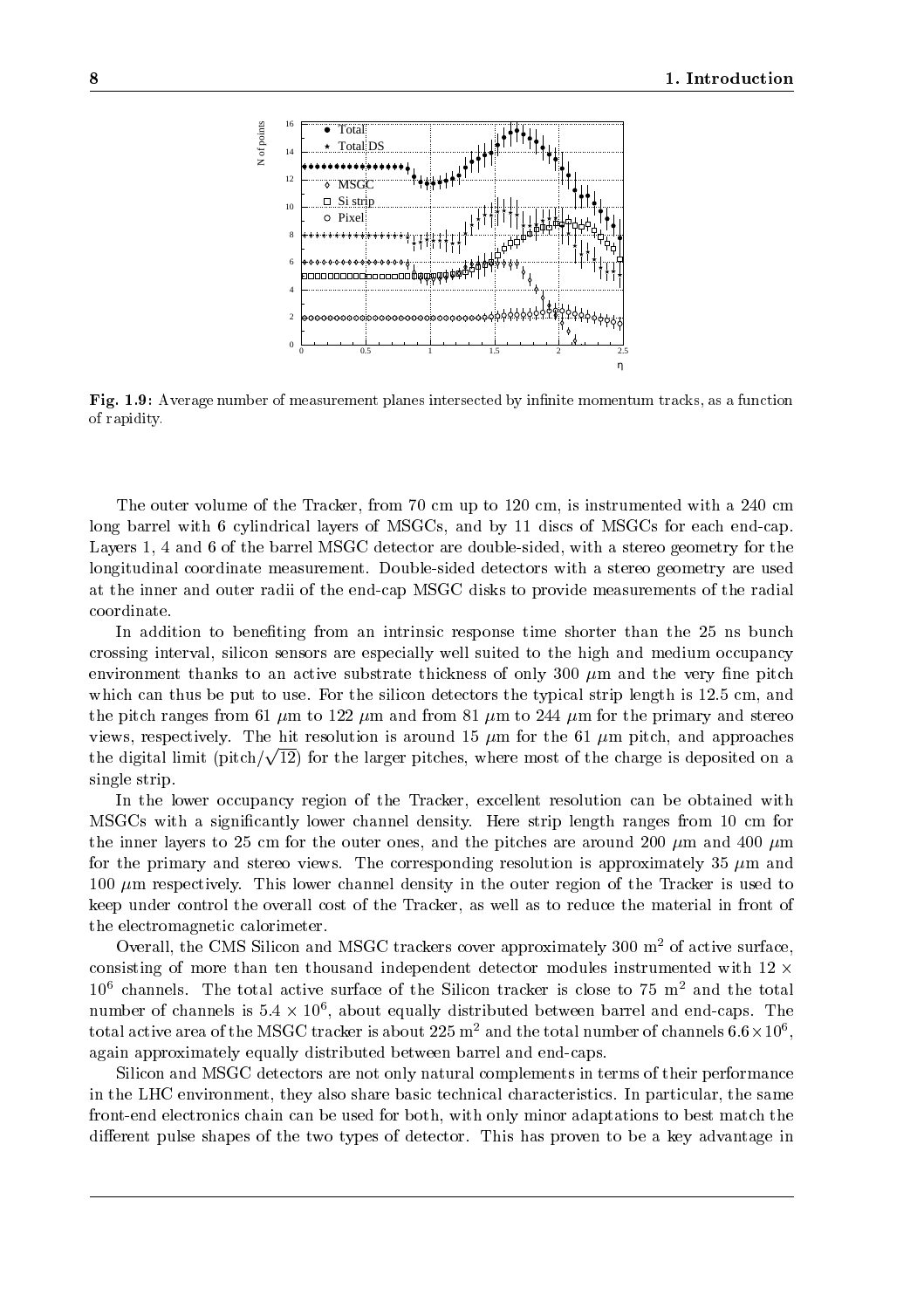**Fig. 1.9:** Average number of measurement planes intersected by infinite momentum tracks, as a function of rapidity.

The outer volume of the Tracker, from 70 cm up to 120 cm, is instrumented with a 240 cm long barrel with 6 cylindrical layers of MSGCs, and by 11 discs of MSGCs for each end-cap. Layers 1, 4 and 6 of the barrel MSGC detector are double-sided, with a stereo geometry for the longitudinal coordinate measurement. Double-sided detectors with a stereo geometry are used at the inner and outer radii of the end-cap MSGC disks to provide measurements of the radial coordinate.

In addition to benefiting from an intrinsic response time shorter than the 25 ns bunch crossing interval, silicon sensors are especially well suited to the high and medium occupancy environment thanks to an active substrate thickness of only 300 $\mu$m and the very fine pitch which can thus be put to use. For the silicon detectors the typical strip length is 12.5 cm, and the pitch ranges from 61 $\mu$m to 122 $\mu$m and from 81 $\mu$m to 244 $\mu$m for the primary and stereo views, respectively. The hit resolution is around 15 $\mu$m for the 61 $\mu$m pitch, and approaches the digital limit (pitch/$\sqrt{12}$) for the larger pitches, where most of the charge is deposited on a single strip.

In the lower occupancy region of the Tracker, excellent resolution can be obtained with MSGCs with a significantly lower channel density. Here strip length ranges from 10 cm for the inner layers to 25 cm for the outer ones, and the pitches are around 200 $\mu$m and 400 $\mu$m for the primary and stereo views. The corresponding resolution is approximately 35 $\mu$m and 100 $\mu$m respectively. This lower channel density in the outer region of the Tracker is used to keep under control the overall cost of the Tracker, as well as to reduce the material in front of the electromagnetic calorimeter.

Overall, the CMS Silicon and MSGC trackers cover approximately 300 m$^2$ of active surface, consisting of more than ten thousand independent detector modules instrumented with $12 \times 10^6$ channels. The total active surface of the Silicon tracker is close to 75 m$^2$ and the total number of channels is $5.4 \times 10^6$, about equally distributed between barrel and end-caps. The total active area of the MSGC tracker is about 225 m$^2$ and the total number of channels $6.6 \times 10^6$, again approximately equally distributed between barrel and end-caps.

Silicon and MSGC detectors are not only natural complements in terms of their performance in the LHC environment, they also share basic technical characteristics. In particular, the same front-end electronics chain can be used for both, with only minor adaptations to best match the different pulse shapes of the two types of detector. This has proven to be a key advantage in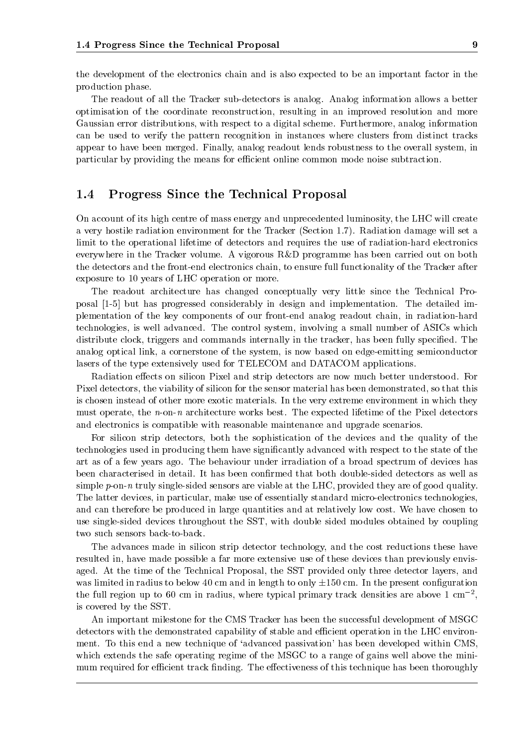the development of the electronics chain and is also expected to be an important factor in the production phase.

The readout of all the Tracker sub-detectors is analog. Analog information allows a better optimisation of the coordinate reconstruction, resulting in an improved resolution and more Gaussian error distributions, with respect to a digital scheme. Furthermore, analog information can be used to verify the pattern recognition in instances where clusters from distinct tracks appear to have been merged. Finally, analog readout lends robustness to the overall system, in particular by providing the means for efficient online common mode noise subtraction.

## 1.4 Progress Since the Technical Proposal

On account of its high centre of mass energy and unprecedented luminosity, the LHC will create a very hostile radiation environment for the Tracker (Section 1.7). Radiation damage will set a limit to the operational lifetime of detectors and requires the use of radiation-hard electronics everywhere in the Tracker volume. A vigorous R&D programme has been carried out on both the detectors and the front-end electronics chain, to ensure full functionality of the Tracker after exposure to 10 years of LHC operation or more.

The readout architecture has changed conceptually very little since the Technical Proposal [1-5] but has progressed considerably in design and implementation. The detailed implementation of the key components of our front-end analog readout chain, in radiation-hard technologies, is well advanced. The control system, involving a small number of ASICs which distribute clock, triggers and commands internally in the tracker, has been fully specified. The analog optical link, a cornerstone of the system, is now based on edge-emitting semiconductor lasers of the type extensively used for TELECOM and DATACOM applications.

Radiation effects on silicon Pixel and strip detectors are now much better understood. For Pixel detectors, the viability of silicon for the sensor material has been demonstrated, so that this is chosen instead of other more exotic materials. In the very extreme environment in which they must operate, the *n*-on-*n* architecture works best. The expected lifetime of the Pixel detectors and electronics is compatible with reasonable maintenance and upgrade scenarios.

For silicon strip detectors, both the sophistication of the devices and the quality of the technologies used in producing them have significantly advanced with respect to the state of the art as of a few years ago. The behaviour under irradiation of a broad spectrum of devices has been characterised in detail. It has been confirmed that both double-sided detectors as well as simple *p*-on-*n* truly single-sided sensors are viable at the LHC, provided they are of good quality. The latter devices, in particular, make use of essentially standard micro-electronics technologies, and can therefore be produced in large quantities and at relatively low cost. We have chosen to use single-sided devices throughout the SST, with double sided modules obtained by coupling two such sensors back-to-back.

The advances made in silicon strip detector technology, and the cost reductions these have resulted in, have made possible a far more extensive use of these devices than previously envisaged. At the time of the Technical Proposal, the SST provided only three detector layers, and was limited in radius to below 40 cm and in length to only $\pm 150$ cm. In the present configuration the full region up to 60 cm in radius, where typical primary track densities are above 1 cm$^{-2}$, is covered by the SST.

An important milestone for the CMS Tracker has been the successful development of MSGC detectors with the demonstrated capability of stable and efficient operation in the LHC environment. To this end a new technique of 'advanced passivation' has been developed within CMS, which extends the safe operating regime of the MSGC to a range of gains well above the minimum required for efficient track finding. The effectiveness of this technique has been thoroughly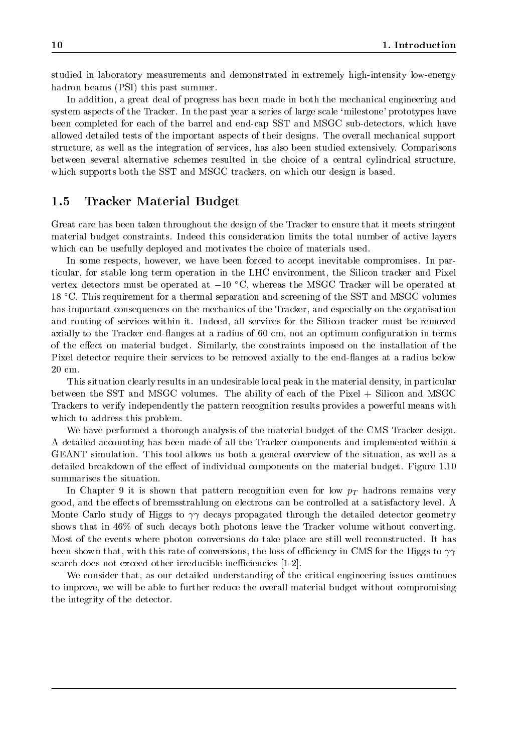studied in laboratory measurements and demonstrated in extremely high-intensity low-energy hadron beams (PSI) this past summer.

In addition, a great deal of progress has been made in both the mechanical engineering and system aspects of the Tracker. In the past year a series of large scale 'milestone' prototypes have been completed for each of the barrel and end-cap SST and MSGC sub-detectors, which have allowed detailed tests of the important aspects of their designs. The overall mechanical support structure, as well as the integration of services, has also been studied extensively. Comparisons between several alternative schemes resulted in the choice of a central cylindrical structure, which supports both the SST and MSGC trackers, on which our design is based.

## 1.5 Tracker Material Budget

Great care has been taken throughout the design of the Tracker to ensure that it meets stringent material budget constraints. Indeed this consideration limits the total number of active layers which can be usefully deployed and motivates the choice of materials used.

In some respects, however, we have been forced to accept inevitable compromises. In particular, for stable long term operation in the LHC environment, the Silicon tracker and Pixel vertex detectors must be operated at $-10$ °C, whereas the MSGC Tracker will be operated at 18 °C. This requirement for a thermal separation and screening of the SST and MSGC volumes has important consequences on the mechanics of the Tracker, and especially on the organisation and routing of services within it. Indeed, all services for the Silicon tracker must be removed axially to the Tracker end-flanges at a radius of 60 cm, not an optimum configuration in terms of the effect on material budget. Similarly, the constraints imposed on the installation of the Pixel detector require their services to be removed axially to the end-flanges at a radius below 20 cm.

This situation clearly results in an undesirable local peak in the material density, in particular between the SST and MSGC volumes. The ability of each of the Pixel + Silicon and MSGC Trackers to verify independently the pattern recognition results provides a powerful means with which to address this problem.

We have performed a thorough analysis of the material budget of the CMS Tracker design. A detailed accounting has been made of all the Tracker components and implemented within a GEANT simulation. This tool allows us both a general overview of the situation, as well as a detailed breakdown of the effect of individual components on the material budget. Figure 1.10 summarises the situation.

In Chapter 9 it is shown that pattern recognition even for low $p_T$ hadrons remains very good, and the effects of bremsstrahlung on electrons can be controlled at a satisfactory level. A Monte Carlo study of Higgs to $\gamma\gamma$ decays propagated through the detailed detector geometry shows that in 46% of such decays both photons leave the Tracker volume without converting. Most of the events where photon conversions do take place are still well reconstructed. It has been shown that, with this rate of conversions, the loss of efficiency in CMS for the Higgs to $\gamma\gamma$ search does not exceed other irreducible inefficiencies [1-2].

We consider that, as our detailed understanding of the critical engineering issues continues to improve, we will be able to further reduce the overall material budget without compromising the integrity of the detector.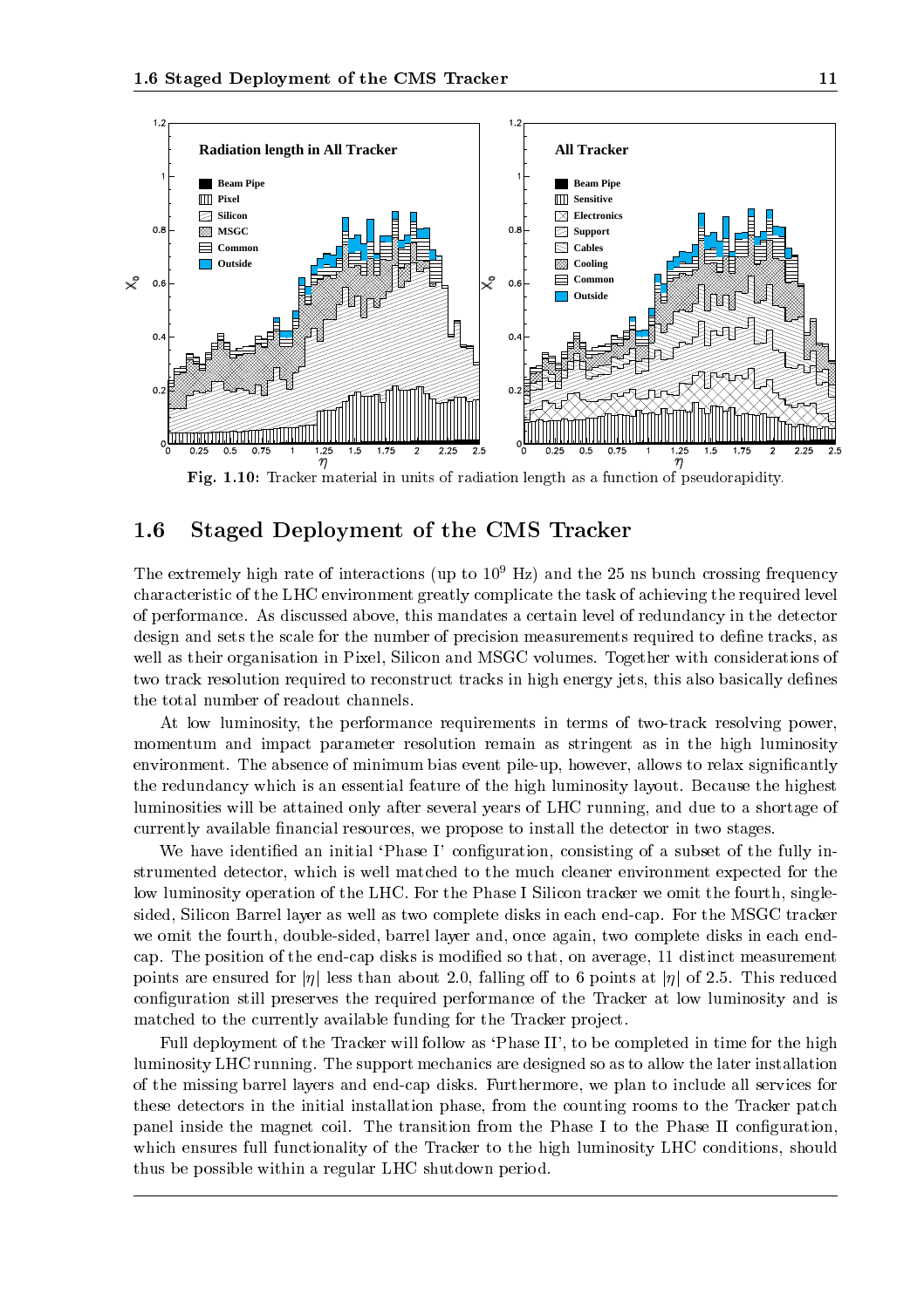Fig. 1.10: Tracker material in units of radiation length as a function of pseudorapidity.

## 1.6 Staged Deployment of the CMS Tracker

The extremely high rate of interactions (up to $10^9$ Hz) and the 25 ns bunch crossing frequency characteristic of the LHC environment greatly complicate the task of achieving the required level of performance. As discussed above, this mandates a certain level of redundancy in the detector design and sets the scale for the number of precision measurements required to define tracks, as well as their organisation in Pixel, Silicon and MSGC volumes. Together with considerations of two track resolution required to reconstruct tracks in high energy jets, this also basically defines the total number of readout channels.

At low luminosity, the performance requirements in terms of two-track resolving power, momentum and impact parameter resolution remain as stringent as in the high luminosity environment. The absence of minimum bias event pile-up, however, allows to relax significantly the redundancy which is an essential feature of the high luminosity layout. Because the highest luminosities will be attained only after several years of LHC running, and due to a shortage of currently available financial resources, we propose to install the detector in two stages.

We have identified an initial 'Phase I' configuration, consisting of a subset of the fully instrumented detector, which is well matched to the much cleaner environment expected for the low luminosity operation of the LHC. For the Phase I Silicon tracker we omit the fourth, single-sided, Silicon Barrel layer as well as two complete disks in each end-cap. For the MSGC tracker we omit the fourth, double-sided, barrel layer and, once again, two complete disks in each end-cap. The position of the end-cap disks is modified so that, on average, 11 distinct measurement points are ensured for $|\eta|$ less than about 2.0, falling off to 6 points at $|\eta|$ of 2.5. This reduced configuration still preserves the required performance of the Tracker at low luminosity and is matched to the currently available funding for the Tracker project.

Full deployment of the Tracker will follow as 'Phase II', to be completed in time for the high luminosity LHC running. The support mechanics are designed so as to allow the later installation of the missing barrel layers and end-cap disks. Furthermore, we plan to include all services for these detectors in the initial installation phase, from the counting rooms to the Tracker patch panel inside the magnet coil. The transition from the Phase I to the Phase II configuration, which ensures full functionality of the Tracker to the high luminosity LHC conditions, should thus be possible within a regular LHC shutdown period.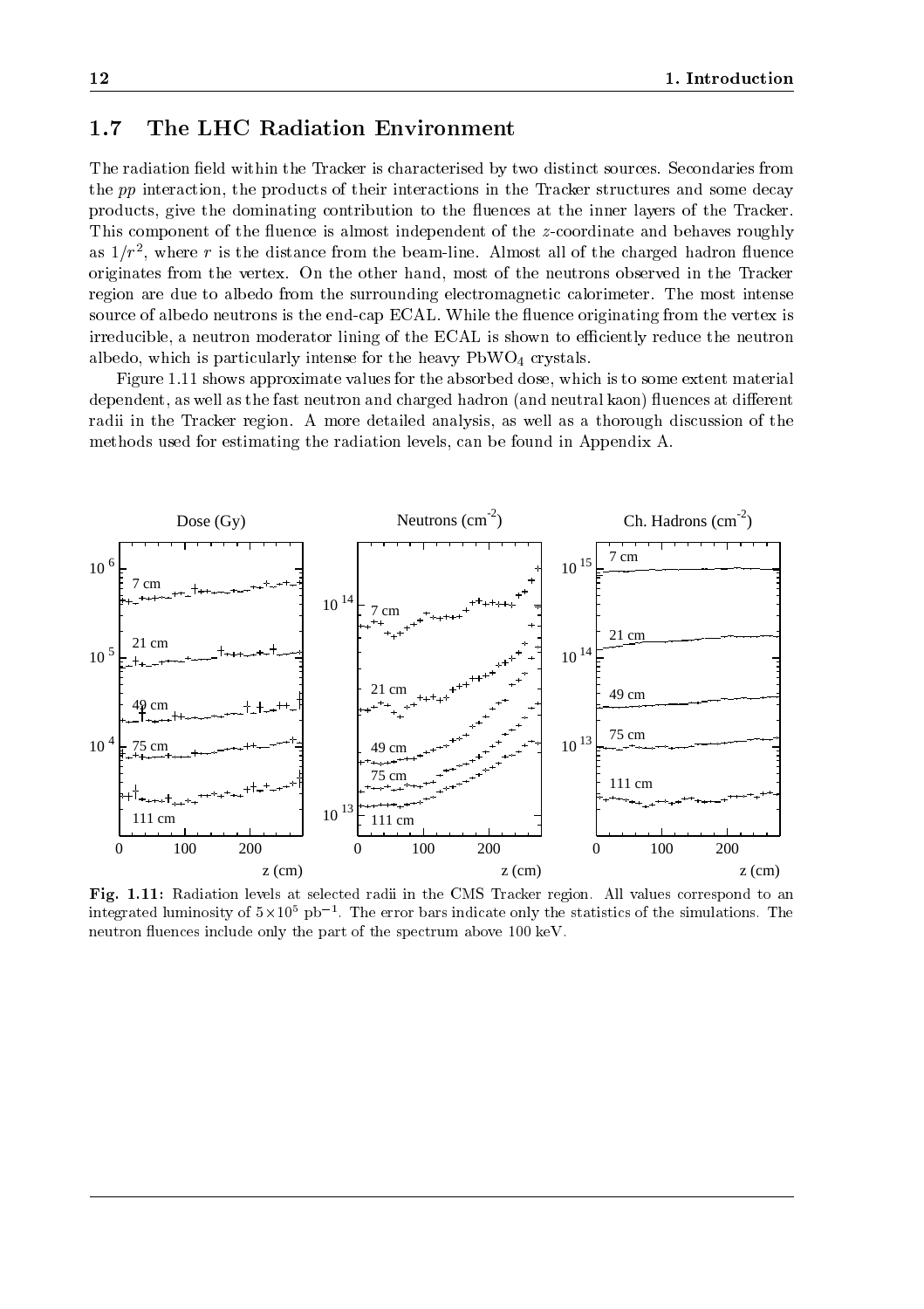## 1.7 The LHC Radiation Environment

The radiation field within the Tracker is characterised by two distinct sources. Secondaries from the *pp* interaction, the products of their interactions in the Tracker structures and some decay products, give the dominating contribution to the fluences at the inner layers of the Tracker. This component of the fluence is almost independent of the *z*-coordinate and behaves roughly as $1/r^2$, where $r$ is the distance from the beam-line. Almost all of the charged hadron fluence originates from the vertex. On the other hand, most of the neutrons observed in the Tracker region are due to albedo from the surrounding electromagnetic calorimeter. The most intense source of albedo neutrons is the end-cap ECAL. While the fluence originating from the vertex is irreducible, a neutron moderator lining of the ECAL is shown to efficiently reduce the neutron albedo, which is particularly intense for the heavy $PbWO_4$ crystals.

Figure 1.11 shows approximate values for the absorbed dose, which is to some extent material dependent, as well as the fast neutron and charged hadron (and neutral kaon) fluences at different radii in the Tracker region. A more detailed analysis, as well as a thorough discussion of the methods used for estimating the radiation levels, can be found in Appendix A.

Dose (Gy)
$10^6$
$10^5$
$10^4$
7 cm
21 cm
49 cm
75 cm
111 cm
0
100
200
z (cm)

Neutrons ($cm^{-2}$)
$10^{14}$
$10^{13}$
7 cm
21 cm
49 cm
75 cm
111 cm
0
100
200
z (cm)

Ch. Hadrons ($cm^{-2}$)
$10^{15}$
$10^{14}$
$10^{13}$
7 cm
21 cm
49 cm
75 cm
111 cm
0
100
200
z (cm)

**Fig. 1.11:** Radiation levels at selected radii in the CMS Tracker region. All values correspond to an integrated luminosity of $5 \times 10^5$ $pb^{-1}$. The error bars indicate only the statistics of the simulations. The neutron fluences include only the part of the spectrum above 100 keV.